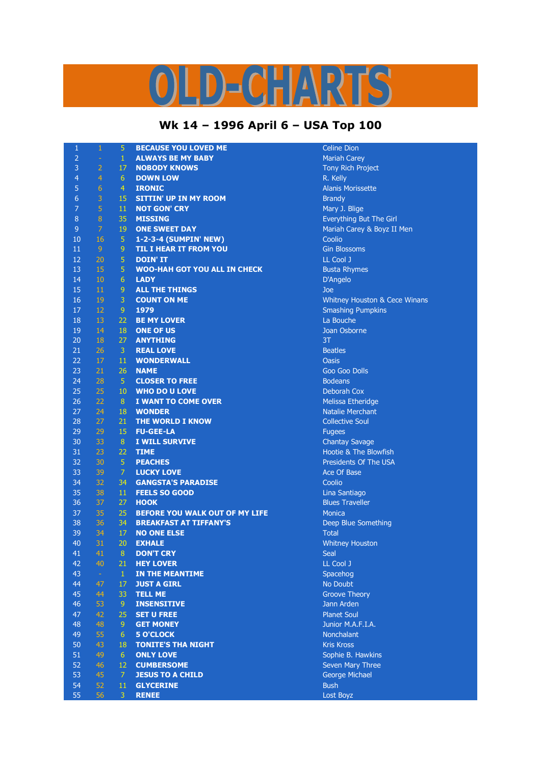# OLD-CHARTS

## Wk 14 – 1996 April 6 – USA Top 100

| | | | | |
|---|---|---|---|---|
| 1 | 1 | 5 | BECAUSE YOU LOVED ME | Celine Dion |
| 2 | - | 1 | ALWAYS BE MY BABY | Mariah Carey |
| 3 | 2 | 17 | NOBODY KNOWS | Tony Rich Project |
| 4 | 4 | 6 | DOWN LOW | R. Kelly |
| 5 | 6 | 4 | IRONIC | Alanis Morissette |
| 6 | 3 | 15 | SITTIN' UP IN MY ROOM | Brandy |
| 7 | 5 | 11 | NOT GON' CRY | Mary J. Blige |
| 8 | 8 | 35 | MISSING | Everything But The Girl |
| 9 | 7 | 19 | ONE SWEET DAY | Mariah Carey & Boyz II Men |
| 10 | 16 | 5 | 1-2-3-4 (SUMPIN' NEW) | Coolio |
| 11 | 9 | 9 | TIL I HEAR IT FROM YOU | Gin Blossoms |
| 12 | 20 | 5 | DOIN' IT | LL Cool J |
| 13 | 15 | 5 | WOO-HAH GOT YOU ALL IN CHECK | Busta Rhymes |
| 14 | 10 | 6 | LADY | D'Angelo |
| 15 | 11 | 9 | ALL THE THINGS | Joe |
| 16 | 19 | 3 | COUNT ON ME | Whitney Houston & Cece Winans |
| 17 | 12 | 9 | 1979 | Smashing Pumpkins |
| 18 | 13 | 22 | BE MY LOVER | La Bouche |
| 19 | 14 | 18 | ONE OF US | Joan Osborne |
| 20 | 18 | 27 | ANYTHING | 3T |
| 21 | 26 | 3 | REAL LOVE | Beatles |
| 22 | 17 | 11 | WONDERWALL | Oasis |
| 23 | 21 | 26 | NAME | Goo Goo Dolls |
| 24 | 28 | 5 | CLOSER TO FREE | Bodeans |
| 25 | 25 | 10 | WHO DO U LOVE | Deborah Cox |
| 26 | 22 | 8 | I WANT TO COME OVER | Melissa Etheridge |
| 27 | 24 | 18 | WONDER | Natalie Merchant |
| 28 | 27 | 21 | THE WORLD I KNOW | Collective Soul |
| 29 | 29 | 15 | FU-GEE-LA | Fugees |
| 30 | 33 | 8 | I WILL SURVIVE | Chantay Savage |
| 31 | 23 | 22 | TIME | Hootie & The Blowfish |
| 32 | 30 | 5 | PEACHES | Presidents Of The USA |
| 33 | 39 | 7 | LUCKY LOVE | Ace Of Base |
| 34 | 32 | 34 | GANGSTA'S PARADISE | Coolio |
| 35 | 38 | 11 | FEELS SO GOOD | Lina Santiago |
| 36 | 37 | 27 | HOOK | Blues Traveller |
| 37 | 35 | 25 | BEFORE YOU WALK OUT OF MY LIFE | Monica |
| 38 | 36 | 34 | BREAKFAST AT TIFFANY'S | Deep Blue Something |
| 39 | 34 | 17 | NO ONE ELSE | Total |
| 40 | 31 | 20 | EXHALE | Whitney Houston |
| 41 | 41 | 8 | DON'T CRY | Seal |
| 42 | 40 | 21 | HEY LOVER | LL Cool J |
| 43 | - | 1 | IN THE MEANTIME | Spacehog |
| 44 | 47 | 17 | JUST A GIRL | No Doubt |
| 45 | 44 | 33 | TELL ME | Groove Theory |
| 46 | 53 | 9 | INSENSITIVE | Jann Arden |
| 47 | 42 | 25 | SET U FREE | Planet Soul |
| 48 | 48 | 9 | GET MONEY | Junior M.A.F.I.A. |
| 49 | 55 | 6 | 5 O'CLOCK | Nonchalant |
| 50 | 43 | 18 | TONITE'S THA NIGHT | Kris Kross |
| 51 | 49 | 6 | ONLY LOVE | Sophie B. Hawkins |
| 52 | 46 | 12 | CUMBERSOME | Seven Mary Three |
| 53 | 45 | 7 | JESUS TO A CHILD | George Michael |
| 54 | 52 | 11 | GLYCERINE | Bush |
| 55 | 56 | 3 | RENEE | Lost Boyz |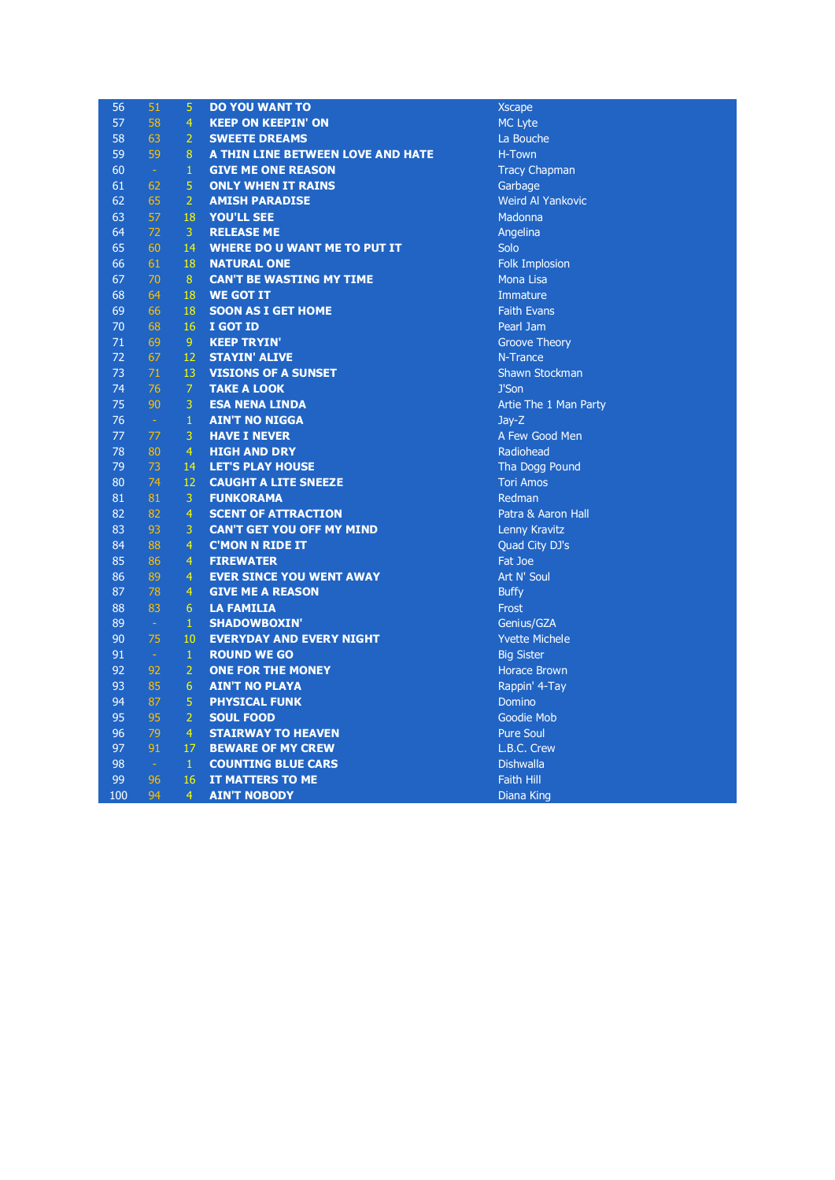| | | | | |
|---|---|---|---|---|
| 56 | 51 | 5 | **DO YOU WANT TO** | Xscape |
| 57 | 58 | 4 | **KEEP ON KEEPIN' ON** | MC Lyte |
| 58 | 63 | 2 | **SWEETE DREAMS** | La Bouche |
| 59 | 59 | 8 | **A THIN LINE BETWEEN LOVE AND HATE** | H-Town |
| 60 | - | 1 | **GIVE ME ONE REASON** | Tracy Chapman |
| 61 | 62 | 5 | **ONLY WHEN IT RAINS** | Garbage |
| 62 | 65 | 2 | **AMISH PARADISE** | Weird Al Yankovic |
| 63 | 57 | 18 | **YOU'LL SEE** | Madonna |
| 64 | 72 | 3 | **RELEASE ME** | Angelina |
| 65 | 60 | 14 | **WHERE DO U WANT ME TO PUT IT** | Solo |
| 66 | 61 | 18 | **NATURAL ONE** | Folk Implosion |
| 67 | 70 | 8 | **CAN'T BE WASTING MY TIME** | Mona Lisa |
| 68 | 64 | 18 | **WE GOT IT** | Immature |
| 69 | 66 | 18 | **SOON AS I GET HOME** | Faith Evans |
| 70 | 68 | 16 | **I GOT ID** | Pearl Jam |
| 71 | 69 | 9 | **KEEP TRYIN'** | Groove Theory |
| 72 | 67 | 12 | **STAYIN' ALIVE** | N-Trance |
| 73 | 71 | 13 | **VISIONS OF A SUNSET** | Shawn Stockman |
| 74 | 76 | 7 | **TAKE A LOOK** | J'Son |
| 75 | 90 | 3 | **ESA NENA LINDA** | Artie The 1 Man Party |
| 76 | - | 1 | **AIN'T NO NIGGA** | Jay-Z |
| 77 | 77 | 3 | **HAVE I NEVER** | A Few Good Men |
| 78 | 80 | 4 | **HIGH AND DRY** | Radiohead |
| 79 | 73 | 14 | **LET'S PLAY HOUSE** | Tha Dogg Pound |
| 80 | 74 | 12 | **CAUGHT A LITE SNEEZE** | Tori Amos |
| 81 | 81 | 3 | **FUNKORAMA** | Redman |
| 82 | 82 | 4 | **SCENT OF ATTRACTION** | Patra & Aaron Hall |
| 83 | 93 | 3 | **CAN'T GET YOU OFF MY MIND** | Lenny Kravitz |
| 84 | 88 | 4 | **C'MON N RIDE IT** | Quad City DJ's |
| 85 | 86 | 4 | **FIREWATER** | Fat Joe |
| 86 | 89 | 4 | **EVER SINCE YOU WENT AWAY** | Art N' Soul |
| 87 | 78 | 4 | **GIVE ME A REASON** | Buffy |
| 88 | 83 | 6 | **LA FAMILIA** | Frost |
| 89 | - | 1 | **SHADOWBOXIN'** | Genius/GZA |
| 90 | 75 | 10 | **EVERYDAY AND EVERY NIGHT** | Yvette Michele |
| 91 | - | 1 | **ROUND WE GO** | Big Sister |
| 92 | 92 | 2 | **ONE FOR THE MONEY** | Horace Brown |
| 93 | 85 | 6 | **AIN'T NO PLAYA** | Rappin' 4-Tay |
| 94 | 87 | 5 | **PHYSICAL FUNK** | Domino |
| 95 | 95 | 2 | **SOUL FOOD** | Goodie Mob |
| 96 | 79 | 4 | **STAIRWAY TO HEAVEN** | Pure Soul |
| 97 | 91 | 17 | **BEWARE OF MY CREW** | L.B.C. Crew |
| 98 | - | 1 | **COUNTING BLUE CARS** | Dishwalla |
| 99 | 96 | 16 | **IT MATTERS TO ME** | Faith Hill |
| 100 | 94 | 4 | **AIN'T NOBODY** | Diana King |